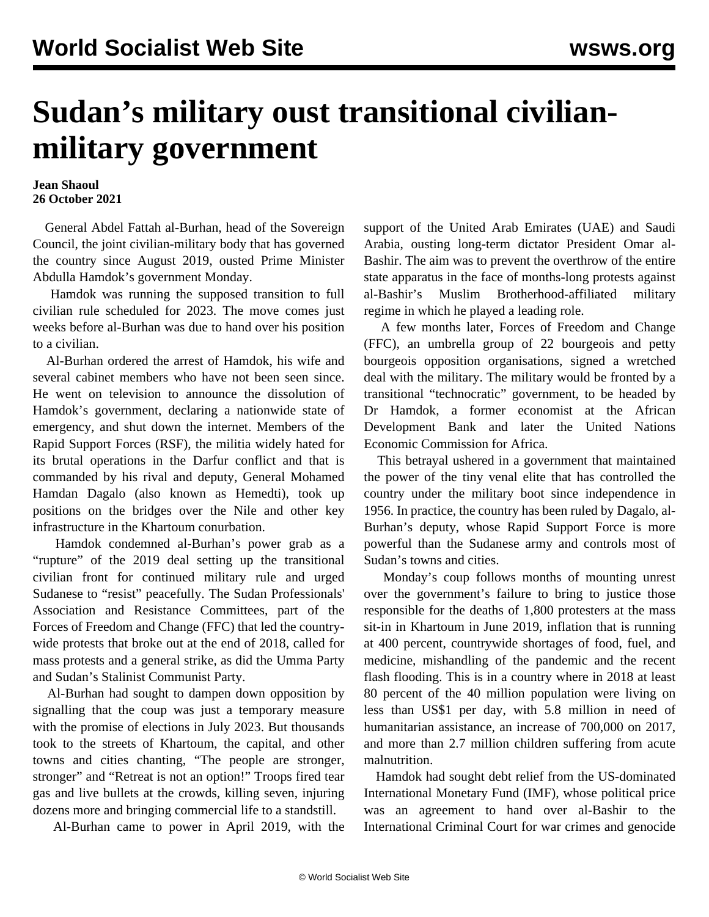# Sudan's military oust transitional civilian-military government

**Jean Shaoul**
**26 October 2021**

General Abdel Fattah al-Burhan, head of the Sovereign Council, the joint civilian-military body that has governed the country since August 2019, ousted Prime Minister Abdulla Hamdok's government Monday.

Hamdok was running the supposed transition to full civilian rule scheduled for 2023. The move comes just weeks before al-Burhan was due to hand over his position to a civilian.

Al-Burhan ordered the arrest of Hamdok, his wife and several cabinet members who have not been seen since. He went on television to announce the dissolution of Hamdok's government, declaring a nationwide state of emergency, and shut down the internet. Members of the Rapid Support Forces (RSF), the militia widely hated for its brutal operations in the Darfur conflict and that is commanded by his rival and deputy, General Mohamed Hamdan Dagalo (also known as Hemedti), took up positions on the bridges over the Nile and other key infrastructure in the Khartoum conurbation.

Hamdok condemned al-Burhan's power grab as a "rupture" of the 2019 deal setting up the transitional civilian front for continued military rule and urged Sudanese to "resist" peacefully. The Sudan Professionals' Association and Resistance Committees, part of the Forces of Freedom and Change (FFC) that led the country-wide protests that broke out at the end of 2018, called for mass protests and a general strike, as did the Umma Party and Sudan's Stalinist Communist Party.

Al-Burhan had sought to dampen down opposition by signalling that the coup was just a temporary measure with the promise of elections in July 2023. But thousands took to the streets of Khartoum, the capital, and other towns and cities chanting, "The people are stronger, stronger" and "Retreat is not an option!" Troops fired tear gas and live bullets at the crowds, killing seven, injuring dozens more and bringing commercial life to a standstill.

Al-Burhan came to power in April 2019, with the support of the United Arab Emirates (UAE) and Saudi Arabia, ousting long-term dictator President Omar al-Bashir. The aim was to prevent the overthrow of the entire state apparatus in the face of months-long protests against al-Bashir's Muslim Brotherhood-affiliated military regime in which he played a leading role.

A few months later, Forces of Freedom and Change (FFC), an umbrella group of 22 bourgeois and petty bourgeois opposition organisations, signed a wretched deal with the military. The military would be fronted by a transitional "technocratic" government, to be headed by Dr Hamdok, a former economist at the African Development Bank and later the United Nations Economic Commission for Africa.

This betrayal ushered in a government that maintained the power of the tiny venal elite that has controlled the country under the military boot since independence in 1956. In practice, the country has been ruled by Dagalo, al-Burhan's deputy, whose Rapid Support Force is more powerful than the Sudanese army and controls most of Sudan's towns and cities.

Monday's coup follows months of mounting unrest over the government's failure to bring to justice those responsible for the deaths of 1,800 protesters at the mass sit-in in Khartoum in June 2019, inflation that is running at 400 percent, countrywide shortages of food, fuel, and medicine, mishandling of the pandemic and the recent flash flooding. This is in a country where in 2018 at least 80 percent of the 40 million population were living on less than US$1 per day, with 5.8 million in need of humanitarian assistance, an increase of 700,000 on 2017, and more than 2.7 million children suffering from acute malnutrition.

Hamdok had sought debt relief from the US-dominated International Monetary Fund (IMF), whose political price was an agreement to hand over al-Bashir to the International Criminal Court for war crimes and genocide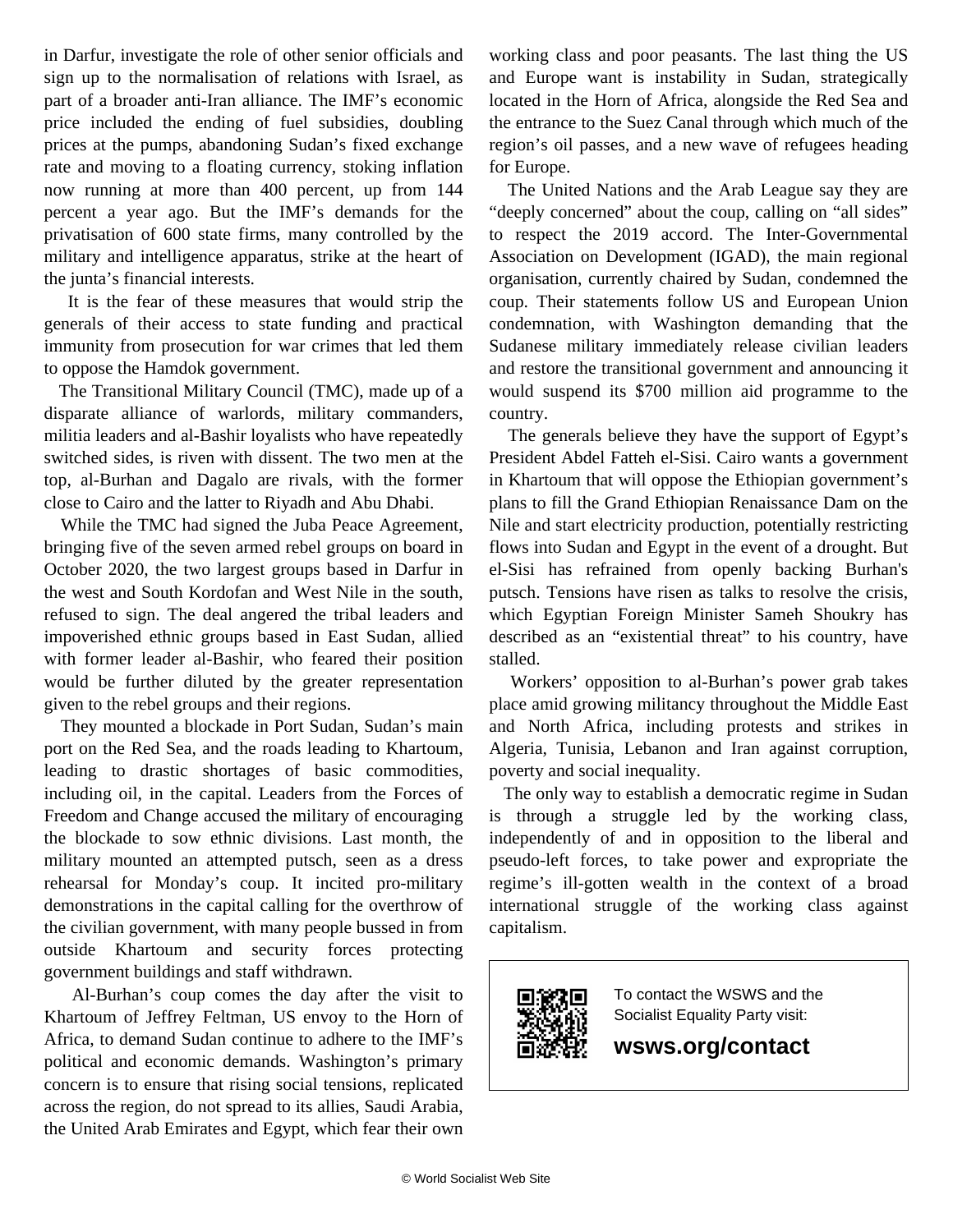in Darfur, investigate the role of other senior officials and sign up to the normalisation of relations with Israel, as part of a broader anti-Iran alliance. The IMF's economic price included the ending of fuel subsidies, doubling prices at the pumps, abandoning Sudan's fixed exchange rate and moving to a floating currency, stoking inflation now running at more than 400 percent, up from 144 percent a year ago. But the IMF's demands for the privatisation of 600 state firms, many controlled by the military and intelligence apparatus, strike at the heart of the junta's financial interests.

It is the fear of these measures that would strip the generals of their access to state funding and practical immunity from prosecution for war crimes that led them to oppose the Hamdok government.

The Transitional Military Council (TMC), made up of a disparate alliance of warlords, military commanders, militia leaders and al-Bashir loyalists who have repeatedly switched sides, is riven with dissent. The two men at the top, al-Burhan and Dagalo are rivals, with the former close to Cairo and the latter to Riyadh and Abu Dhabi.

While the TMC had signed the Juba Peace Agreement, bringing five of the seven armed rebel groups on board in October 2020, the two largest groups based in Darfur in the west and South Kordofan and West Nile in the south, refused to sign. The deal angered the tribal leaders and impoverished ethnic groups based in East Sudan, allied with former leader al-Bashir, who feared their position would be further diluted by the greater representation given to the rebel groups and their regions.

They mounted a blockade in Port Sudan, Sudan's main port on the Red Sea, and the roads leading to Khartoum, leading to drastic shortages of basic commodities, including oil, in the capital. Leaders from the Forces of Freedom and Change accused the military of encouraging the blockade to sow ethnic divisions. Last month, the military mounted an attempted putsch, seen as a dress rehearsal for Monday's coup. It incited pro-military demonstrations in the capital calling for the overthrow of the civilian government, with many people bussed in from outside Khartoum and security forces protecting government buildings and staff withdrawn.

Al-Burhan's coup comes the day after the visit to Khartoum of Jeffrey Feltman, US envoy to the Horn of Africa, to demand Sudan continue to adhere to the IMF's political and economic demands. Washington's primary concern is to ensure that rising social tensions, replicated across the region, do not spread to its allies, Saudi Arabia, the United Arab Emirates and Egypt, which fear their own working class and poor peasants. The last thing the US and Europe want is instability in Sudan, strategically located in the Horn of Africa, alongside the Red Sea and the entrance to the Suez Canal through which much of the region's oil passes, and a new wave of refugees heading for Europe.

The United Nations and the Arab League say they are "deeply concerned" about the coup, calling on "all sides" to respect the 2019 accord. The Inter-Governmental Association on Development (IGAD), the main regional organisation, currently chaired by Sudan, condemned the coup. Their statements follow US and European Union condemnation, with Washington demanding that the Sudanese military immediately release civilian leaders and restore the transitional government and announcing it would suspend its $700 million aid programme to the country.

The generals believe they have the support of Egypt's President Abdel Fatteh el-Sisi. Cairo wants a government in Khartoum that will oppose the Ethiopian government's plans to fill the Grand Ethiopian Renaissance Dam on the Nile and start electricity production, potentially restricting flows into Sudan and Egypt in the event of a drought. But el-Sisi has refrained from openly backing Burhan's putsch. Tensions have risen as talks to resolve the crisis, which Egyptian Foreign Minister Sameh Shoukry has described as an "existential threat" to his country, have stalled.

Workers' opposition to al-Burhan's power grab takes place amid growing militancy throughout the Middle East and North Africa, including protests and strikes in Algeria, Tunisia, Lebanon and Iran against corruption, poverty and social inequality.

The only way to establish a democratic regime in Sudan is through a struggle led by the working class, independently of and in opposition to the liberal and pseudo-left forces, to take power and expropriate the regime's ill-gotten wealth in the context of a broad international struggle of the working class against capitalism.

To contact the WSWS and the Socialist Equality Party visit:

**wsws.org/contact**